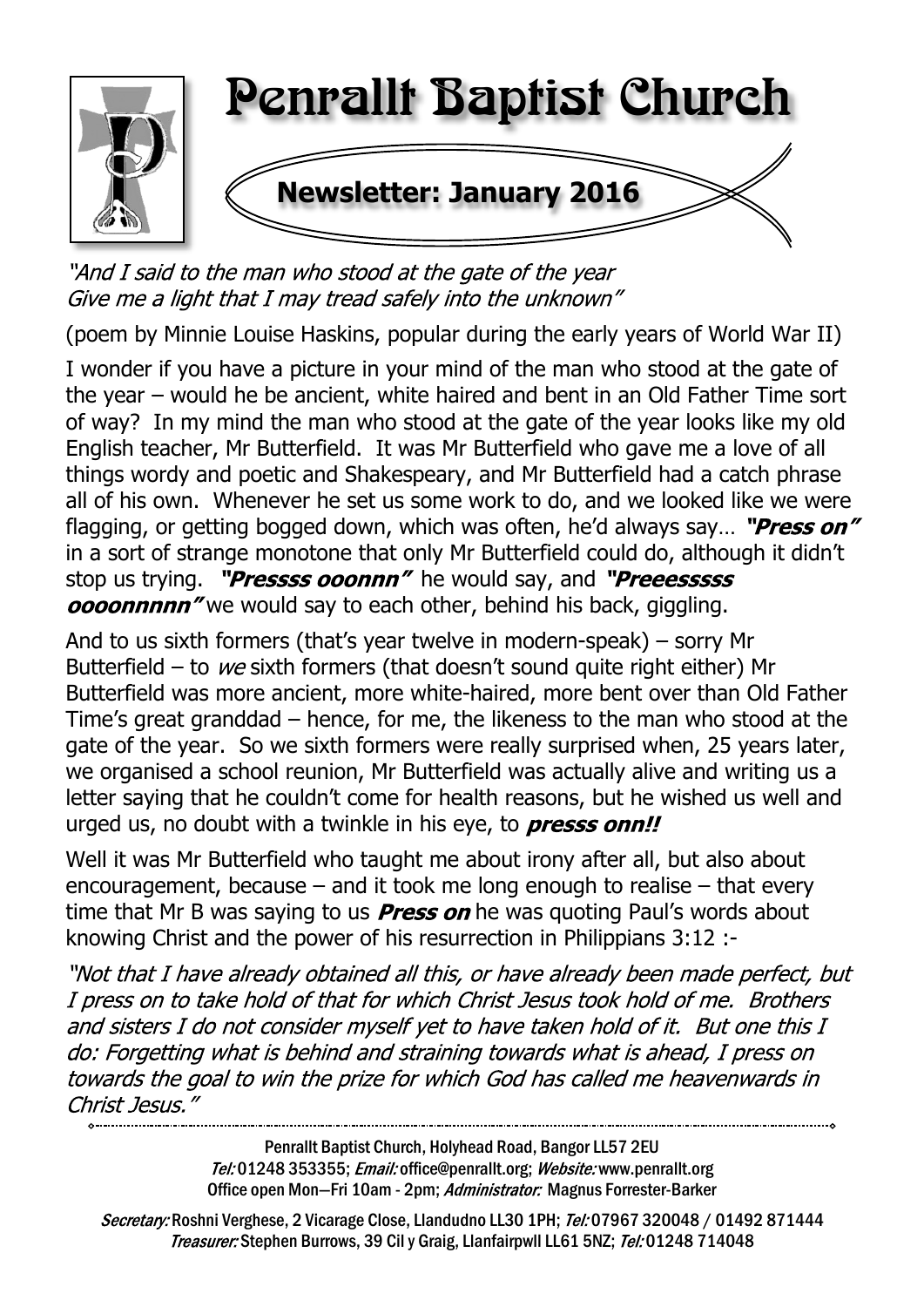# Penrallt Baptist Church

## Newsletter: January 2016

*"And I said to the man who stood at the gate of the year*
*Give me a light that I may tread safely into the unknown"*

(poem by Minnie Louise Haskins, popular during the early years of World War II)

I wonder if you have a picture in your mind of the man who stood at the gate of the year – would he be ancient, white haired and bent in an Old Father Time sort of way? In my mind the man who stood at the gate of the year looks like my old English teacher, Mr Butterfield. It was Mr Butterfield who gave me a love of all things wordy and poetic and Shakespeary, and Mr Butterfield had a catch phrase all of his own. Whenever he set us some work to do, and we looked like we were flagging, or getting bogged down, which was often, he'd always say… ***"Press on"*** in a sort of strange monotone that only Mr Butterfield could do, although it didn't stop us trying. ***"Pressss ooonnn"*** he would say, and ***"Preeesssss oooonnnnn"*** we would say to each other, behind his back, giggling.

And to us sixth formers (that's year twelve in modern-speak) – sorry Mr Butterfield – to *we* sixth formers (that doesn't sound quite right either) Mr Butterfield was more ancient, more white-haired, more bent over than Old Father Time's great granddad – hence, for me, the likeness to the man who stood at the gate of the year. So we sixth formers were really surprised when, 25 years later, we organised a school reunion, Mr Butterfield was actually alive and writing us a letter saying that he couldn't come for health reasons, but he wished us well and urged us, no doubt with a twinkle in his eye, to ***presss onn!!***

Well it was Mr Butterfield who taught me about irony after all, but also about encouragement, because – and it took me long enough to realise – that every time that Mr B was saying to us ***Press on*** he was quoting Paul's words about knowing Christ and the power of his resurrection in Philippians 3:12 :-

*"Not that I have already obtained all this, or have already been made perfect, but I press on to take hold of that for which Christ Jesus took hold of me. Brothers and sisters I do not consider myself yet to have taken hold of it. But one this I do: Forgetting what is behind and straining towards what is ahead, I press on towards the goal to win the prize for which God has called me heavenwards in Christ Jesus."*

---

Penrallt Baptist Church, Holyhead Road, Bangor LL57 2EU
*Tel:* 01248 353355; *Email:* office@penrallt.org; *Website:* www.penrallt.org
Office open Mon—Fri 10am - 2pm; *Administrator:* Magnus Forrester-Barker

*Secretary:* Roshni Verghese, 2 Vicarage Close, Llandudno LL30 1PH; *Tel:* 07967 320048 / 01492 871444
*Treasurer:* Stephen Burrows, 39 Cil y Graig, Llanfairpwll LL61 5NZ; *Tel:* 01248 714048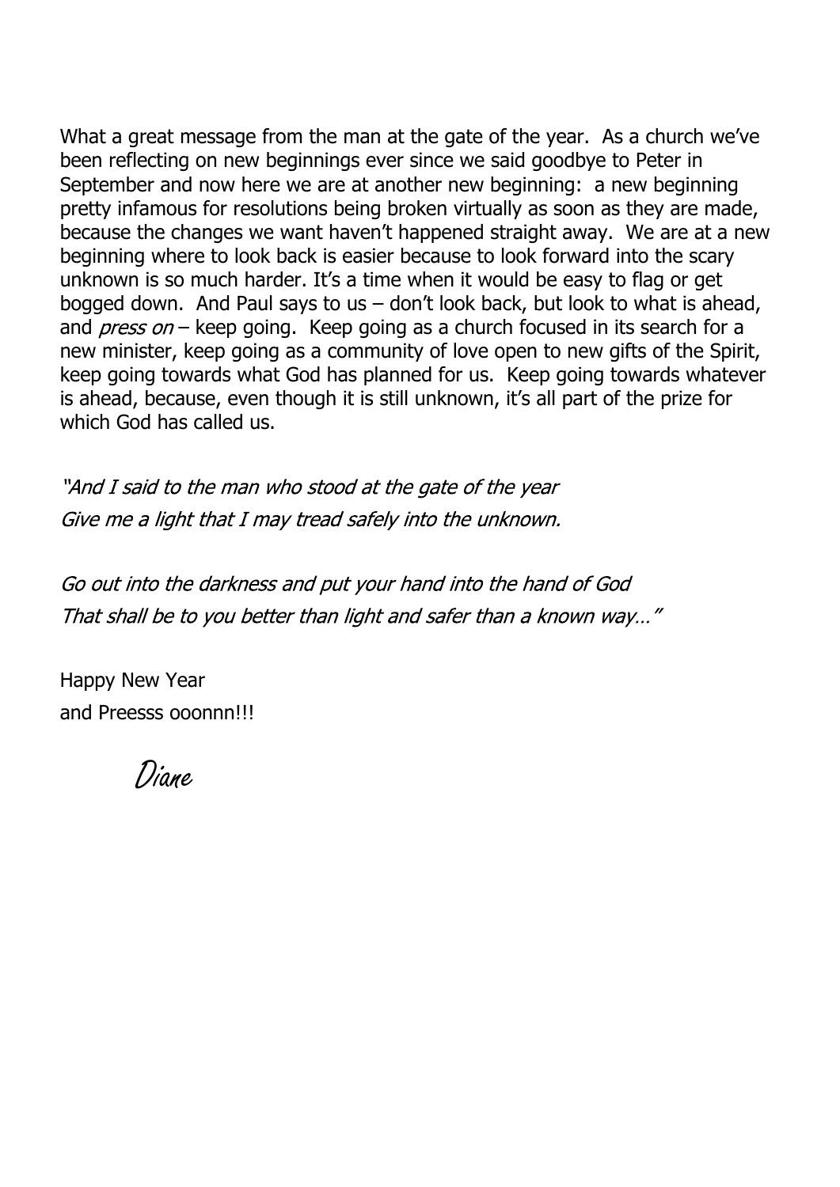What a great message from the man at the gate of the year. As a church we've been reflecting on new beginnings ever since we said goodbye to Peter in September and now here we are at another new beginning: a new beginning pretty infamous for resolutions being broken virtually as soon as they are made, because the changes we want haven't happened straight away. We are at a new beginning where to look back is easier because to look forward into the scary unknown is so much harder. It's a time when it would be easy to flag or get bogged down. And Paul says to us – don't look back, but look to what is ahead, and *press on* – keep going. Keep going as a church focused in its search for a new minister, keep going as a community of love open to new gifts of the Spirit, keep going towards what God has planned for us. Keep going towards whatever is ahead, because, even though it is still unknown, it's all part of the prize for which God has called us.

*"And I said to the man who stood at the gate of the year*
*Give me a light that I may tread safely into the unknown.*

*Go out into the darkness and put your hand into the hand of God*
*That shall be to you better than light and safer than a known way…"*

Happy New Year
and Preesss ooonnn!!!

Diane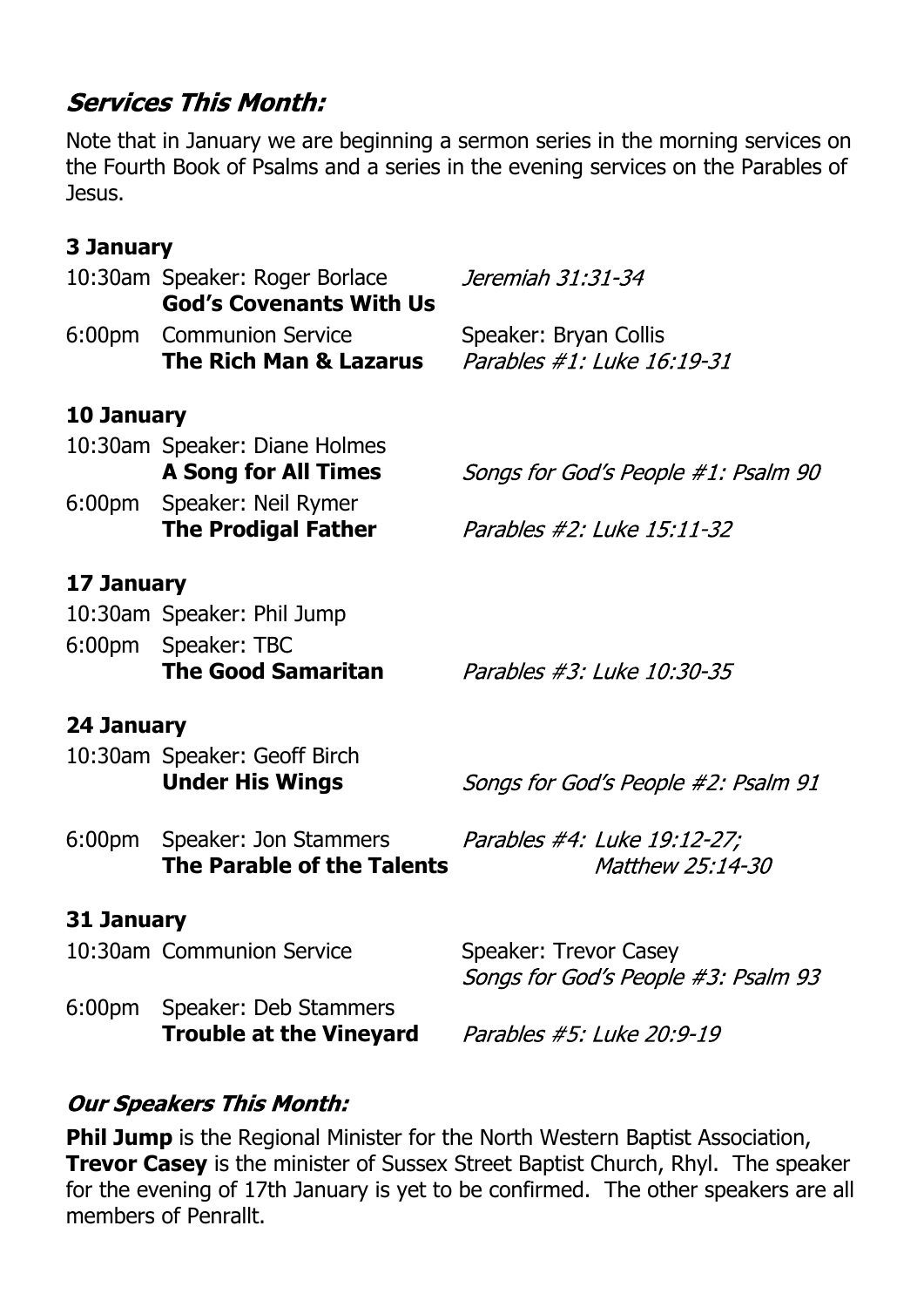## *Services This Month:*

Note that in January we are beginning a sermon series in the morning services on the Fourth Book of Psalms and a series in the evening services on the Parables of Jesus.

### 3 January

10:30am Speaker: Roger Borlace — *Jeremiah 31:31-34*
**God's Covenants With Us**

6:00pm Communion Service — Speaker: Bryan Collis
**The Rich Man & Lazarus** — *Parables #1: Luke 16:19-31*

### 10 January

10:30am Speaker: Diane Holmes
**A Song for All Times** — *Songs for God's People #1: Psalm 90*

6:00pm Speaker: Neil Rymer
**The Prodigal Father** — *Parables #2: Luke 15:11-32*

### 17 January

10:30am Speaker: Phil Jump

6:00pm Speaker: TBC
**The Good Samaritan** — *Parables #3: Luke 10:30-35*

### 24 January

10:30am Speaker: Geoff Birch
**Under His Wings** — *Songs for God's People #2: Psalm 91*

6:00pm Speaker: Jon Stammers — *Parables #4: Luke 19:12-27; Matthew 25:14-30*
**The Parable of the Talents**

### 31 January

10:30am Communion Service — Speaker: Trevor Casey
*Songs for God's People #3: Psalm 93*

6:00pm Speaker: Deb Stammers
**Trouble at the Vineyard** — *Parables #5: Luke 20:9-19*

## *Our Speakers This Month:*

**Phil Jump** is the Regional Minister for the North Western Baptist Association, **Trevor Casey** is the minister of Sussex Street Baptist Church, Rhyl. The speaker for the evening of 17th January is yet to be confirmed. The other speakers are all members of Penrallt.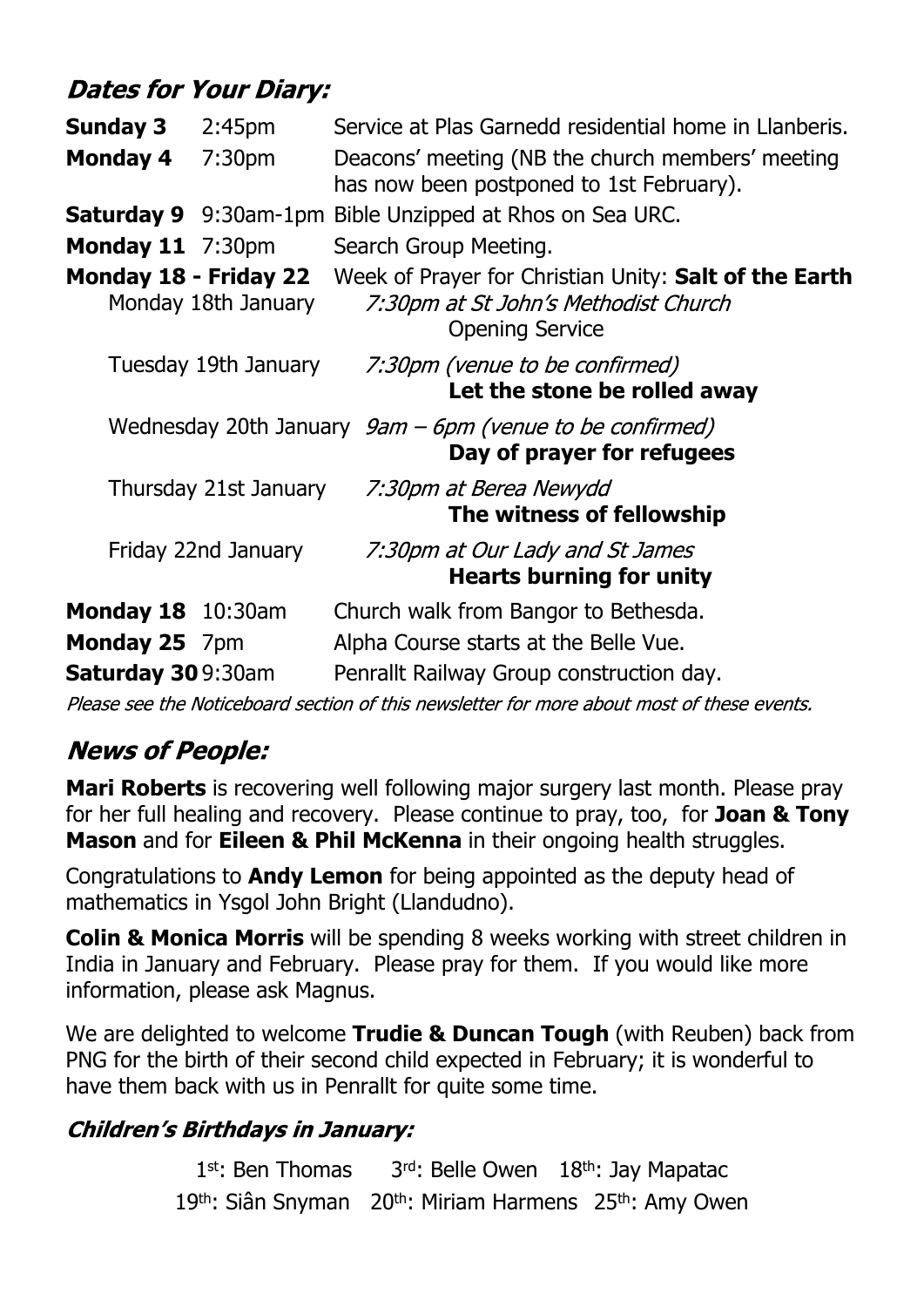## *Dates for Your Diary:*

**Sunday 3** 2:45pm Service at Plas Garnedd residential home in Llanberis.

**Monday 4** 7:30pm Deacons' meeting (NB the church members' meeting has now been postponed to 1st February).

**Saturday 9** 9:30am-1pm Bible Unzipped at Rhos on Sea URC.

**Monday 11** 7:30pm Search Group Meeting.

**Monday 18 - Friday 22** Week of Prayer for Christian Unity: **Salt of the Earth**

- Monday 18th January — *7:30pm at St John's Methodist Church* — Opening Service
- Tuesday 19th January — *7:30pm (venue to be confirmed)* — **Let the stone be rolled away**
- Wednesday 20th January — *9am – 6pm (venue to be confirmed)* — **Day of prayer for refugees**
- Thursday 21st January — *7:30pm at Berea Newydd* — **The witness of fellowship**
- Friday 22nd January — *7:30pm at Our Lady and St James* — **Hearts burning for unity**

**Monday 18** 10:30am Church walk from Bangor to Bethesda.

**Monday 25** 7pm Alpha Course starts at the Belle Vue.

**Saturday 30** 9:30am Penrallt Railway Group construction day.

*Please see the Noticeboard section of this newsletter for more about most of these events.*

## *News of People:*

**Mari Roberts** is recovering well following major surgery last month. Please pray for her full healing and recovery. Please continue to pray, too, for **Joan & Tony Mason** and for **Eileen & Phil McKenna** in their ongoing health struggles.

Congratulations to **Andy Lemon** for being appointed as the deputy head of mathematics in Ysgol John Bright (Llandudno).

**Colin & Monica Morris** will be spending 8 weeks working with street children in India in January and February. Please pray for them. If you would like more information, please ask Magnus.

We are delighted to welcome **Trudie & Duncan Tough** (with Reuben) back from PNG for the birth of their second child expected in February; it is wonderful to have them back with us in Penrallt for quite some time.

### *Children's Birthdays in January:*

1st: Ben Thomas 3rd: Belle Owen 18th: Jay Mapatac

19th: Siân Snyman 20th: Miriam Harmens 25th: Amy Owen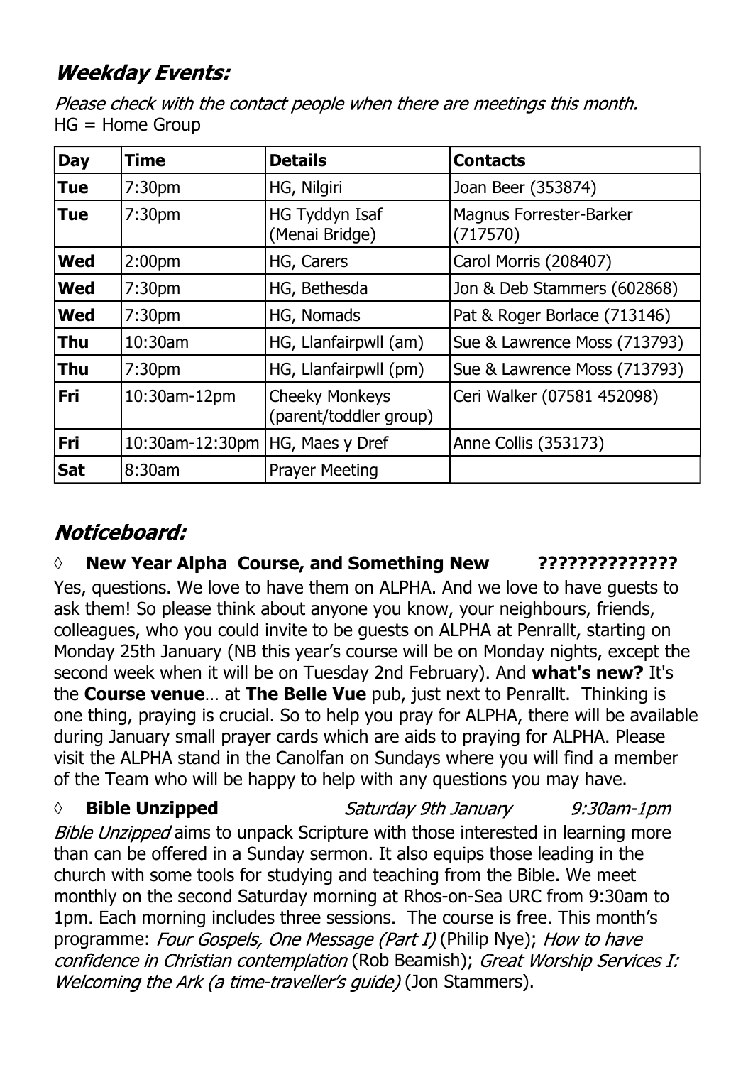## *Weekday Events:*

*Please check with the contact people when there are meetings this month.*
HG = Home Group

| Day | Time | Details | Contacts |
|---|---|---|---|
| **Tue** | 7:30pm | HG, Nilgiri | Joan Beer (353874) |
| **Tue** | 7:30pm | HG Tyddyn Isaf (Menai Bridge) | Magnus Forrester-Barker (717570) |
| **Wed** | 2:00pm | HG, Carers | Carol Morris (208407) |
| **Wed** | 7:30pm | HG, Bethesda | Jon & Deb Stammers (602868) |
| **Wed** | 7:30pm | HG, Nomads | Pat & Roger Borlace (713146) |
| **Thu** | 10:30am | HG, Llanfairpwll (am) | Sue & Lawrence Moss (713793) |
| **Thu** | 7:30pm | HG, Llanfairpwll (pm) | Sue & Lawrence Moss (713793) |
| **Fri** | 10:30am-12pm | Cheeky Monkeys (parent/toddler group) | Ceri Walker (07581 452098) |
| **Fri** | 10:30am-12:30pm | HG, Maes y Dref | Anne Collis (353173) |
| **Sat** | 8:30am | Prayer Meeting | |

## *Noticeboard:*

◊ **New Year Alpha Course, and Something New ?????????????**

Yes, questions. We love to have them on ALPHA. And we love to have guests to ask them! So please think about anyone you know, your neighbours, friends, colleagues, who you could invite to be guests on ALPHA at Penrallt, starting on Monday 25th January (NB this year's course will be on Monday nights, except the second week when it will be on Tuesday 2nd February). And **what's new?** It's the **Course venue**… at **The Belle Vue** pub, just next to Penrallt. Thinking is one thing, praying is crucial. So to help you pray for ALPHA, there will be available during January small prayer cards which are aids to praying for ALPHA. Please visit the ALPHA stand in the Canolfan on Sundays where you will find a member of the Team who will be happy to help with any questions you may have.

◊ **Bible Unzipped** *Saturday 9th January* *9:30am-1pm*

*Bible Unzipped* aims to unpack Scripture with those interested in learning more than can be offered in a Sunday sermon. It also equips those leading in the church with some tools for studying and teaching from the Bible. We meet monthly on the second Saturday morning at Rhos-on-Sea URC from 9:30am to 1pm. Each morning includes three sessions. The course is free. This month's programme: *Four Gospels, One Message (Part I)* (Philip Nye); *How to have confidence in Christian contemplation* (Rob Beamish); *Great Worship Services I: Welcoming the Ark (a time-traveller's guide)* (Jon Stammers).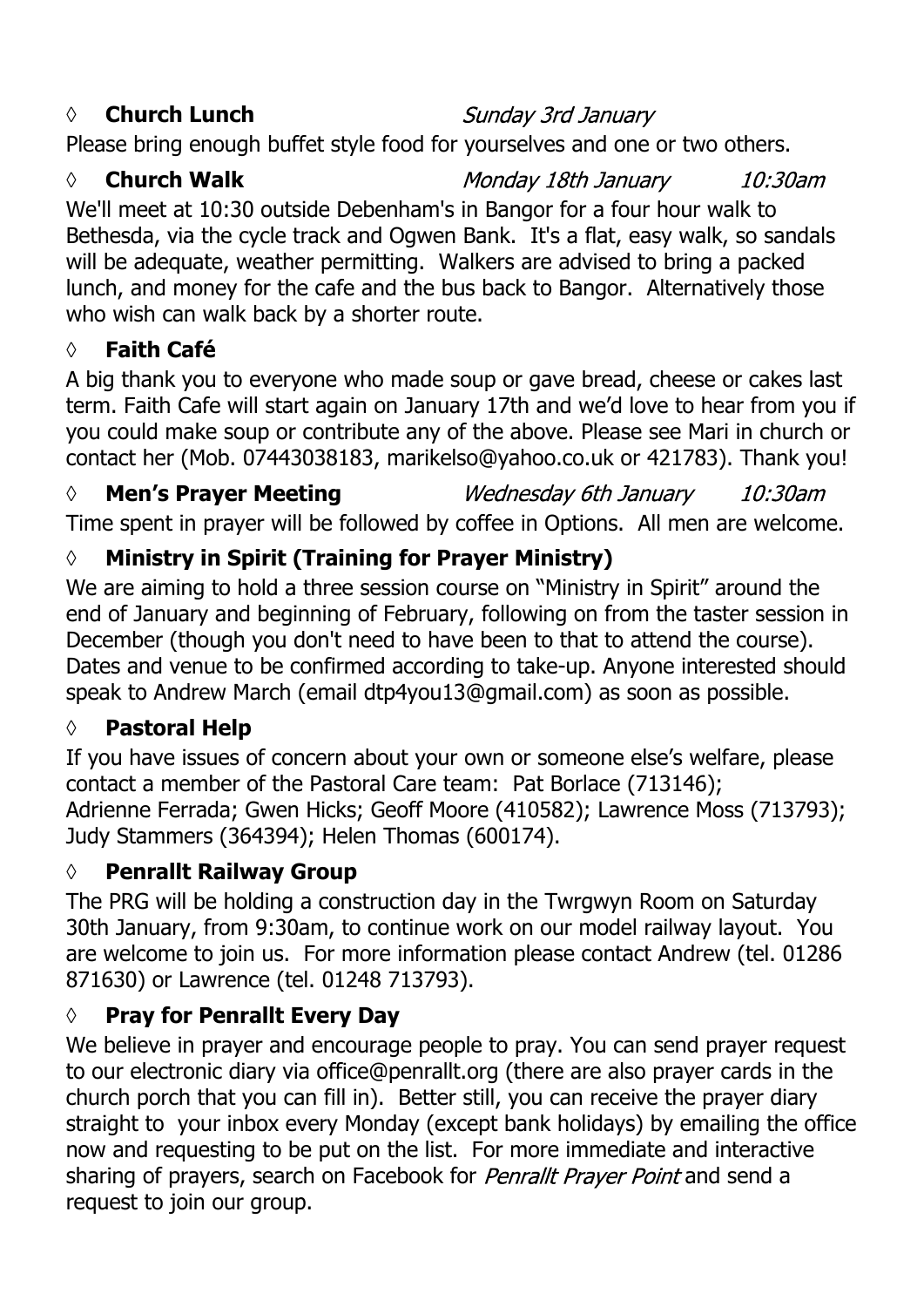◊ **Church Lunch** *Sunday 3rd January*

Please bring enough buffet style food for yourselves and one or two others.

◊ **Church Walk** *Monday 18th January* *10:30am*

We'll meet at 10:30 outside Debenham's in Bangor for a four hour walk to Bethesda, via the cycle track and Ogwen Bank. It's a flat, easy walk, so sandals will be adequate, weather permitting. Walkers are advised to bring a packed lunch, and money for the cafe and the bus back to Bangor. Alternatively those who wish can walk back by a shorter route.

◊ **Faith Café**

A big thank you to everyone who made soup or gave bread, cheese or cakes last term. Faith Cafe will start again on January 17th and we'd love to hear from you if you could make soup or contribute any of the above. Please see Mari in church or contact her (Mob. 07443038183, marikelso@yahoo.co.uk or 421783). Thank you!

◊ **Men's Prayer Meeting** *Wednesday 6th January* *10:30am*

Time spent in prayer will be followed by coffee in Options. All men are welcome.

◊ **Ministry in Spirit (Training for Prayer Ministry)**

We are aiming to hold a three session course on "Ministry in Spirit" around the end of January and beginning of February, following on from the taster session in December (though you don't need to have been to that to attend the course). Dates and venue to be confirmed according to take-up. Anyone interested should speak to Andrew March (email dtp4you13@gmail.com) as soon as possible.

◊ **Pastoral Help**

If you have issues of concern about your own or someone else's welfare, please contact a member of the Pastoral Care team: Pat Borlace (713146); Adrienne Ferrada; Gwen Hicks; Geoff Moore (410582); Lawrence Moss (713793); Judy Stammers (364394); Helen Thomas (600174).

◊ **Penrallt Railway Group**

The PRG will be holding a construction day in the Twrgwyn Room on Saturday 30th January, from 9:30am, to continue work on our model railway layout. You are welcome to join us. For more information please contact Andrew (tel. 01286 871630) or Lawrence (tel. 01248 713793).

◊ **Pray for Penrallt Every Day**

We believe in prayer and encourage people to pray. You can send prayer request to our electronic diary via office@penrallt.org (there are also prayer cards in the church porch that you can fill in). Better still, you can receive the prayer diary straight to your inbox every Monday (except bank holidays) by emailing the office now and requesting to be put on the list. For more immediate and interactive sharing of prayers, search on Facebook for *Penrallt Prayer Point* and send a request to join our group.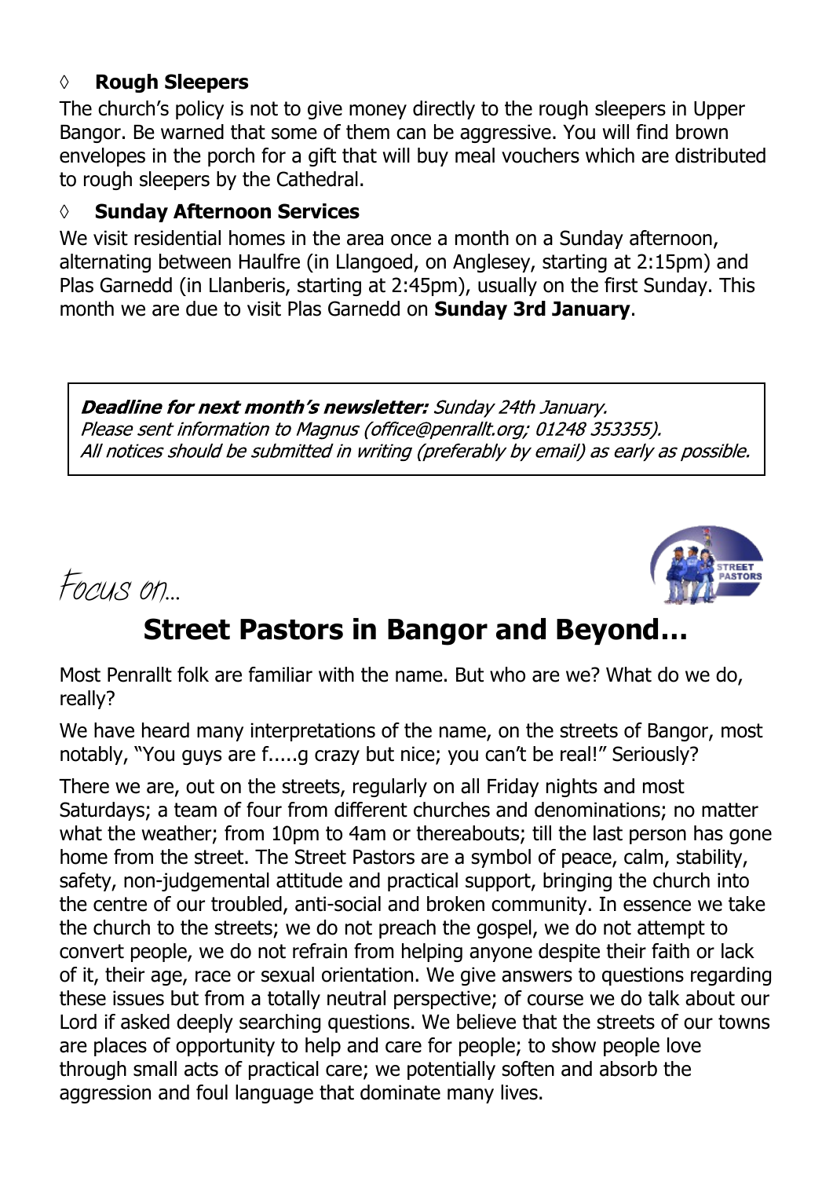◊ **Rough Sleepers**

The church's policy is not to give money directly to the rough sleepers in Upper Bangor. Be warned that some of them can be aggressive. You will find brown envelopes in the porch for a gift that will buy meal vouchers which are distributed to rough sleepers by the Cathedral.

◊ **Sunday Afternoon Services**

We visit residential homes in the area once a month on a Sunday afternoon, alternating between Haulfre (in Llangoed, on Anglesey, starting at 2:15pm) and Plas Garnedd (in Llanberis, starting at 2:45pm), usually on the first Sunday. This month we are due to visit Plas Garnedd on **Sunday 3rd January**.

***Deadline for next month's newsletter:*** *Sunday 24th January.*
*Please sent information to Magnus (office@penrallt.org; 01248 353355).*
*All notices should be submitted in writing (preferably by email) as early as possible.*

Focus on...

# Street Pastors in Bangor and Beyond…

Most Penrallt folk are familiar with the name. But who are we? What do we do, really?

We have heard many interpretations of the name, on the streets of Bangor, most notably, "You guys are f.....g crazy but nice; you can't be real!" Seriously?

There we are, out on the streets, regularly on all Friday nights and most Saturdays; a team of four from different churches and denominations; no matter what the weather; from 10pm to 4am or thereabouts; till the last person has gone home from the street. The Street Pastors are a symbol of peace, calm, stability, safety, non-judgemental attitude and practical support, bringing the church into the centre of our troubled, anti-social and broken community. In essence we take the church to the streets; we do not preach the gospel, we do not attempt to convert people, we do not refrain from helping anyone despite their faith or lack of it, their age, race or sexual orientation. We give answers to questions regarding these issues but from a totally neutral perspective; of course we do talk about our Lord if asked deeply searching questions. We believe that the streets of our towns are places of opportunity to help and care for people; to show people love through small acts of practical care; we potentially soften and absorb the aggression and foul language that dominate many lives.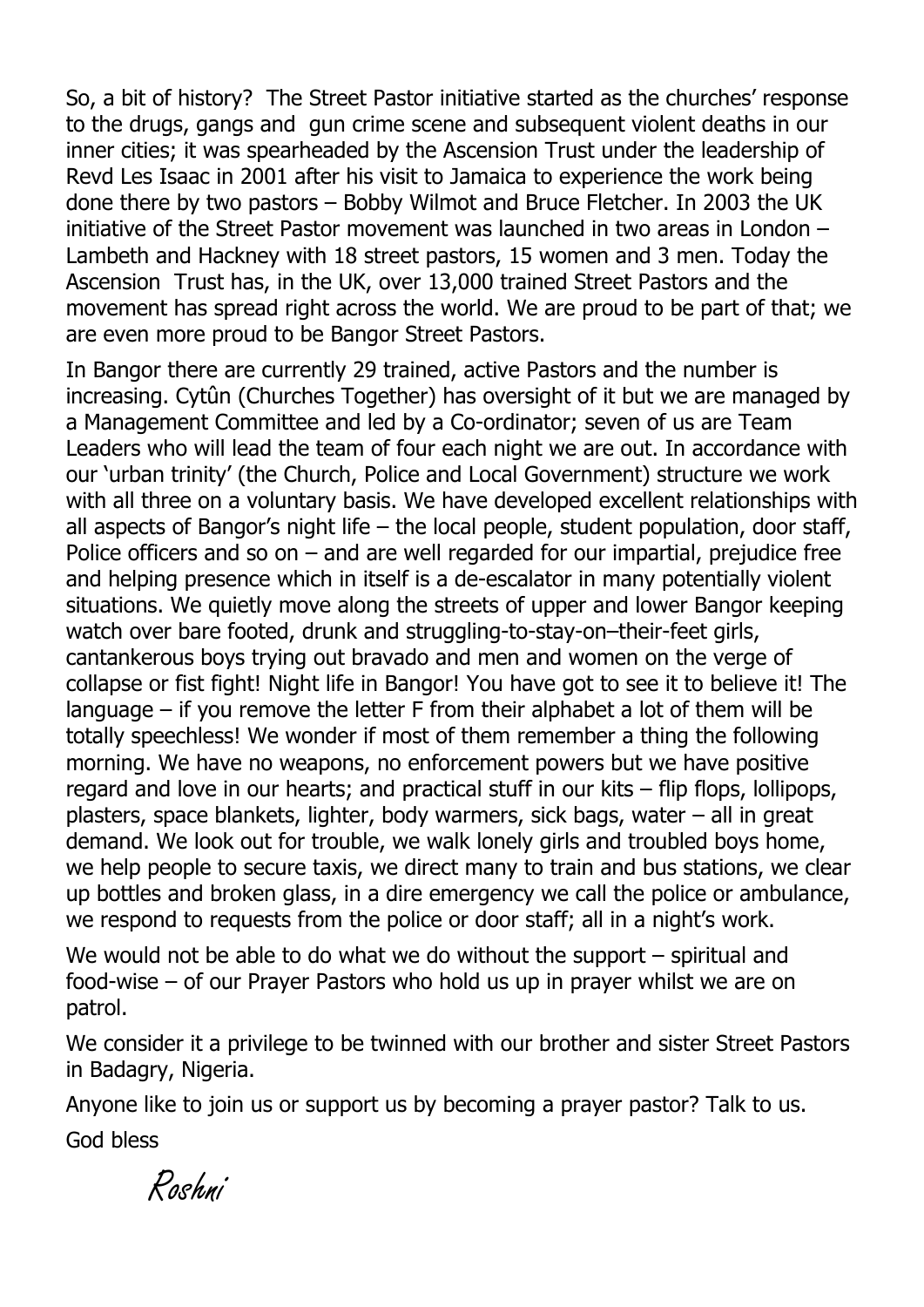So, a bit of history? The Street Pastor initiative started as the churches' response to the drugs, gangs and gun crime scene and subsequent violent deaths in our inner cities; it was spearheaded by the Ascension Trust under the leadership of Revd Les Isaac in 2001 after his visit to Jamaica to experience the work being done there by two pastors – Bobby Wilmot and Bruce Fletcher. In 2003 the UK initiative of the Street Pastor movement was launched in two areas in London – Lambeth and Hackney with 18 street pastors, 15 women and 3 men. Today the Ascension Trust has, in the UK, over 13,000 trained Street Pastors and the movement has spread right across the world. We are proud to be part of that; we are even more proud to be Bangor Street Pastors.

In Bangor there are currently 29 trained, active Pastors and the number is increasing. Cytûn (Churches Together) has oversight of it but we are managed by a Management Committee and led by a Co-ordinator; seven of us are Team Leaders who will lead the team of four each night we are out. In accordance with our 'urban trinity' (the Church, Police and Local Government) structure we work with all three on a voluntary basis. We have developed excellent relationships with all aspects of Bangor's night life – the local people, student population, door staff, Police officers and so on – and are well regarded for our impartial, prejudice free and helping presence which in itself is a de-escalator in many potentially violent situations. We quietly move along the streets of upper and lower Bangor keeping watch over bare footed, drunk and struggling-to-stay-on–their-feet girls, cantankerous boys trying out bravado and men and women on the verge of collapse or fist fight! Night life in Bangor! You have got to see it to believe it! The language – if you remove the letter F from their alphabet a lot of them will be totally speechless! We wonder if most of them remember a thing the following morning. We have no weapons, no enforcement powers but we have positive regard and love in our hearts; and practical stuff in our kits – flip flops, lollipops, plasters, space blankets, lighter, body warmers, sick bags, water – all in great demand. We look out for trouble, we walk lonely girls and troubled boys home, we help people to secure taxis, we direct many to train and bus stations, we clear up bottles and broken glass, in a dire emergency we call the police or ambulance, we respond to requests from the police or door staff; all in a night's work.

We would not be able to do what we do without the support – spiritual and food-wise – of our Prayer Pastors who hold us up in prayer whilst we are on patrol.

We consider it a privilege to be twinned with our brother and sister Street Pastors in Badagry, Nigeria.

Anyone like to join us or support us by becoming a prayer pastor? Talk to us.

God bless

*Roshni*